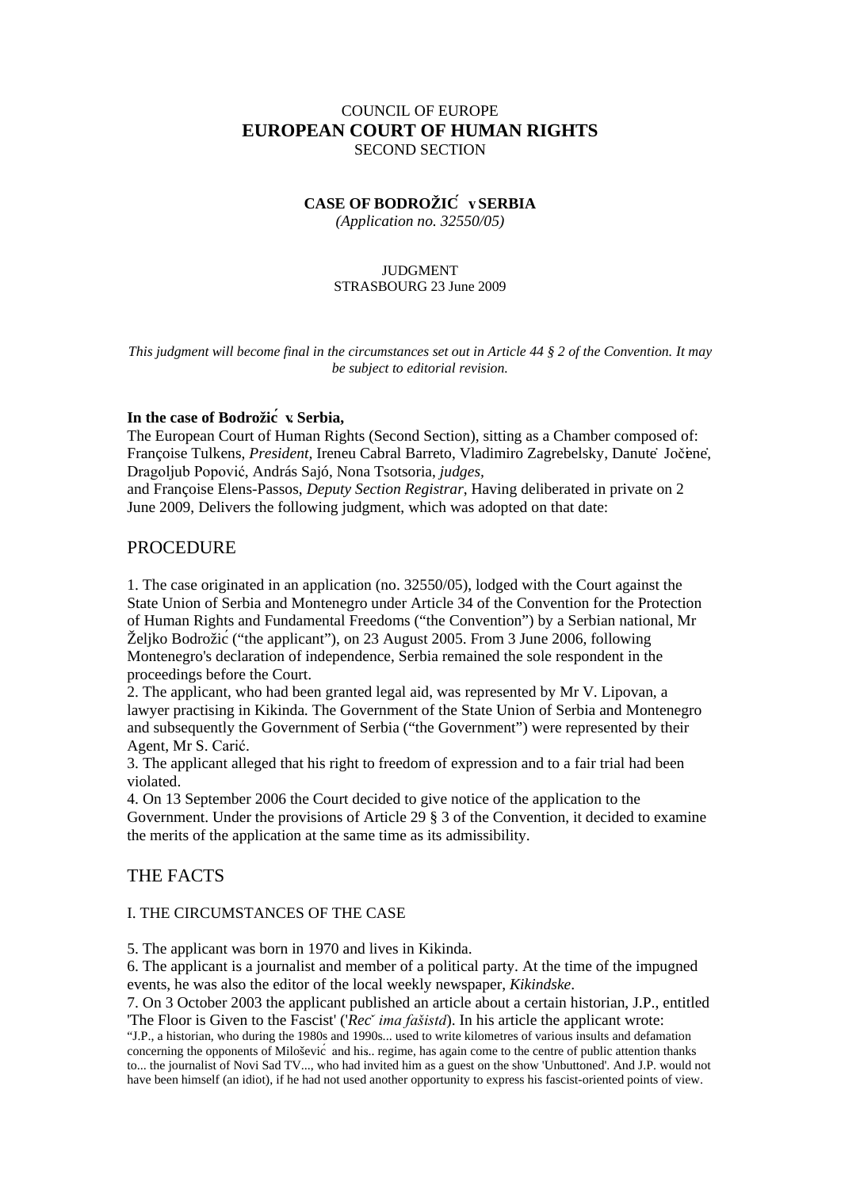COUNCIL OF EUROPE
**EUROPEAN COURT OF HUMAN RIGHTS**
SECOND SECTION

**CASE OF BODROŽIĆ v SERBIA**
*(Application no. 32550/05)*

JUDGMENT
STRASBOURG 23 June 2009

*This judgment will become final in the circumstances set out in Article 44 § 2 of the Convention. It may be subject to editorial revision.*

**In the case of Bodrožić v. Serbia,**
The European Court of Human Rights (Second Section), sitting as a Chamber composed of: Françoise Tulkens, *President*, Ireneu Cabral Barreto, Vladimiro Zagrebelsky, Danutė Jočienė, Dragoljub Popović, András Sajó, Nona Tsotsoria, *judges*,
and Françoise Elens-Passos, *Deputy Section Registrar*, Having deliberated in private on 2 June 2009, Delivers the following judgment, which was adopted on that date:

## PROCEDURE

1. The case originated in an application (no. 32550/05), lodged with the Court against the State Union of Serbia and Montenegro under Article 34 of the Convention for the Protection of Human Rights and Fundamental Freedoms ("the Convention") by a Serbian national, Mr Željko Bodrožić ("the applicant"), on 23 August 2005. From 3 June 2006, following Montenegro's declaration of independence, Serbia remained the sole respondent in the proceedings before the Court.
2. The applicant, who had been granted legal aid, was represented by Mr V. Lipovan, a lawyer practising in Kikinda. The Government of the State Union of Serbia and Montenegro and subsequently the Government of Serbia ("the Government") were represented by their Agent, Mr S. Carić.
3. The applicant alleged that his right to freedom of expression and to a fair trial had been violated.
4. On 13 September 2006 the Court decided to give notice of the application to the Government. Under the provisions of Article 29 § 3 of the Convention, it decided to examine the merits of the application at the same time as its admissibility.

## THE FACTS

### I. THE CIRCUMSTANCES OF THE CASE

5. The applicant was born in 1970 and lives in Kikinda.
6. The applicant is a journalist and member of a political party. At the time of the impugned events, he was also the editor of the local weekly newspaper, *Kikindske*.
7. On 3 October 2003 the applicant published an article about a certain historian, J.P., entitled 'The Floor is Given to the Fascist' ('*Reč ima fašistd*). In his article the applicant wrote:
"J.P., a historian, who during the 1980s and 1990s... used to write kilometres of various insults and defamation concerning the opponents of Milošević and his.. regime, has again come to the centre of public attention thanks to... the journalist of Novi Sad TV..., who had invited him as a guest on the show 'Unbuttoned'. And J.P. would not have been himself (an idiot), if he had not used another opportunity to express his fascist-oriented points of view.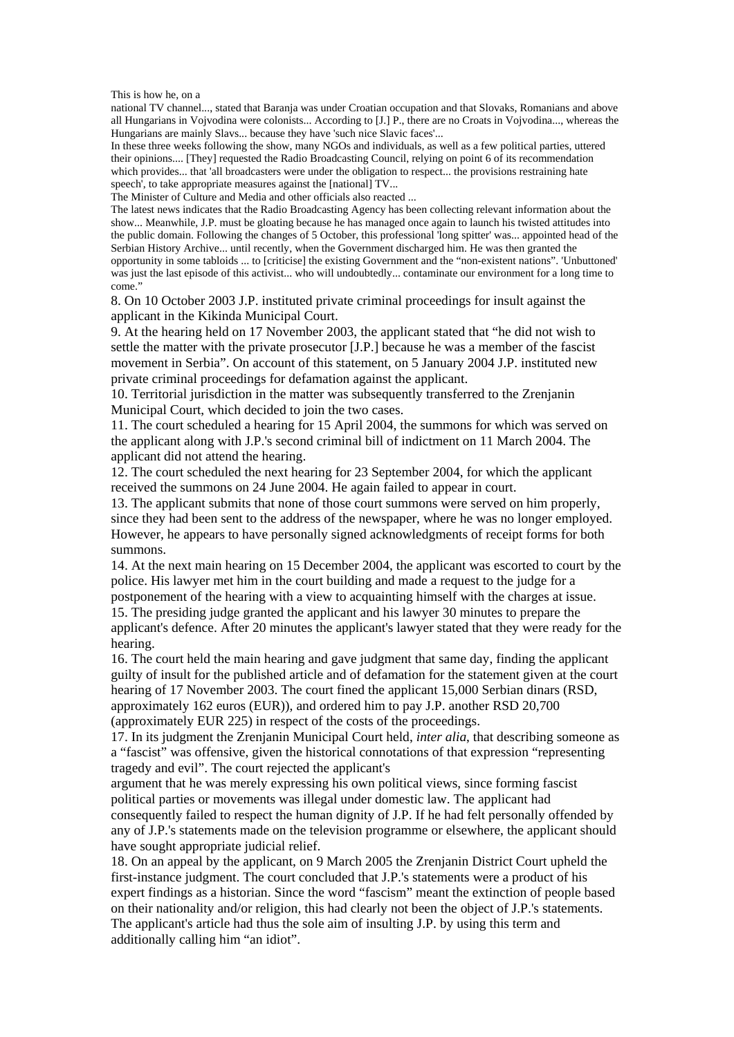This is how he, on a national TV channel..., stated that Baranja was under Croatian occupation and that Slovaks, Romanians and above all Hungarians in Vojvodina were colonists... According to [J.] P., there are no Croats in Vojvodina..., whereas the Hungarians are mainly Slavs... because they have 'such nice Slavic faces'...

In these three weeks following the show, many NGOs and individuals, as well as a few political parties, uttered their opinions.... [They] requested the Radio Broadcasting Council, relying on point 6 of its recommendation which provides... that 'all broadcasters were under the obligation to respect... the provisions restraining hate speech', to take appropriate measures against the [national] TV...

The Minister of Culture and Media and other officials also reacted ...

The latest news indicates that the Radio Broadcasting Agency has been collecting relevant information about the show... Meanwhile, J.P. must be gloating because he has managed once again to launch his twisted attitudes into the public domain. Following the changes of 5 October, this professional 'long spitter' was... appointed head of the Serbian History Archive... until recently, when the Government discharged him. He was then granted the opportunity in some tabloids ... to [criticise] the existing Government and the "non-existent nations". 'Unbuttoned' was just the last episode of this activist... who will undoubtedly... contaminate our environment for a long time to come."

8. On 10 October 2003 J.P. instituted private criminal proceedings for insult against the applicant in the Kikinda Municipal Court.

9. At the hearing held on 17 November 2003, the applicant stated that "he did not wish to settle the matter with the private prosecutor [J.P.] because he was a member of the fascist movement in Serbia". On account of this statement, on 5 January 2004 J.P. instituted new private criminal proceedings for defamation against the applicant.

10. Territorial jurisdiction in the matter was subsequently transferred to the Zrenjanin Municipal Court, which decided to join the two cases.

11. The court scheduled a hearing for 15 April 2004, the summons for which was served on the applicant along with J.P.'s second criminal bill of indictment on 11 March 2004. The applicant did not attend the hearing.

12. The court scheduled the next hearing for 23 September 2004, for which the applicant received the summons on 24 June 2004. He again failed to appear in court.

13. The applicant submits that none of those court summons were served on him properly, since they had been sent to the address of the newspaper, where he was no longer employed. However, he appears to have personally signed acknowledgments of receipt forms for both summons.

14. At the next main hearing on 15 December 2004, the applicant was escorted to court by the police. His lawyer met him in the court building and made a request to the judge for a postponement of the hearing with a view to acquainting himself with the charges at issue.

15. The presiding judge granted the applicant and his lawyer 30 minutes to prepare the applicant's defence. After 20 minutes the applicant's lawyer stated that they were ready for the hearing.

16. The court held the main hearing and gave judgment that same day, finding the applicant guilty of insult for the published article and of defamation for the statement given at the court hearing of 17 November 2003. The court fined the applicant 15,000 Serbian dinars (RSD, approximately 162 euros (EUR)), and ordered him to pay J.P. another RSD 20,700 (approximately EUR 225) in respect of the costs of the proceedings.

17. In its judgment the Zrenjanin Municipal Court held, *inter alia*, that describing someone as a "fascist" was offensive, given the historical connotations of that expression "representing tragedy and evil". The court rejected the applicant's argument that he was merely expressing his own political views, since forming fascist political parties or movements was illegal under domestic law. The applicant had consequently failed to respect the human dignity of J.P. If he had felt personally offended by any of J.P.'s statements made on the television programme or elsewhere, the applicant should have sought appropriate judicial relief.

18. On an appeal by the applicant, on 9 March 2005 the Zrenjanin District Court upheld the first-instance judgment. The court concluded that J.P.'s statements were a product of his expert findings as a historian. Since the word "fascism" meant the extinction of people based on their nationality and/or religion, this had clearly not been the object of J.P.'s statements. The applicant's article had thus the sole aim of insulting J.P. by using this term and additionally calling him "an idiot".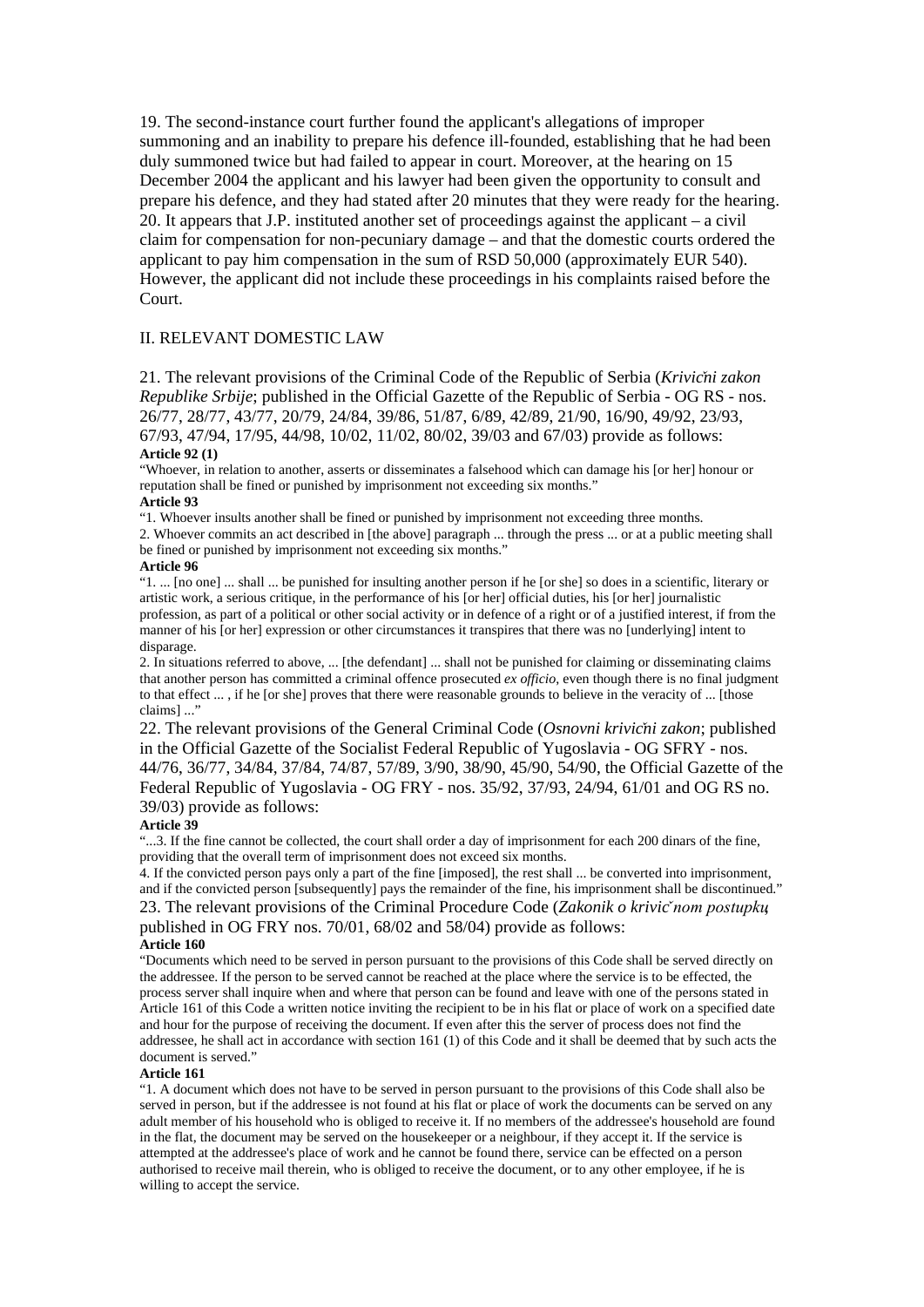19. The second-instance court further found the applicant's allegations of improper summoning and an inability to prepare his defence ill-founded, establishing that he had been duly summoned twice but had failed to appear in court. Moreover, at the hearing on 15 December 2004 the applicant and his lawyer had been given the opportunity to consult and prepare his defence, and they had stated after 20 minutes that they were ready for the hearing.

20. It appears that J.P. instituted another set of proceedings against the applicant – a civil claim for compensation for non-pecuniary damage – and that the domestic courts ordered the applicant to pay him compensation in the sum of RSD 50,000 (approximately EUR 540). However, the applicant did not include these proceedings in his complaints raised before the Court.

## II. RELEVANT DOMESTIC LAW

21. The relevant provisions of the Criminal Code of the Republic of Serbia (*Krivični zakon Republike Srbije*; published in the Official Gazette of the Republic of Serbia - OG RS - nos. 26/77, 28/77, 43/77, 20/79, 24/84, 39/86, 51/87, 6/89, 42/89, 21/90, 16/90, 49/92, 23/93, 67/93, 47/94, 17/95, 44/98, 10/02, 11/02, 80/02, 39/03 and 67/03) provide as follows:

**Article 92 (1)**

"Whoever, in relation to another, asserts or disseminates a falsehood which can damage his [or her] honour or reputation shall be fined or punished by imprisonment not exceeding six months."

**Article 93**

"1. Whoever insults another shall be fined or punished by imprisonment not exceeding three months.

2. Whoever commits an act described in [the above] paragraph ... through the press ... or at a public meeting shall be fined or punished by imprisonment not exceeding six months."

**Article 96**

"1. ... [no one] ... shall ... be punished for insulting another person if he [or she] so does in a scientific, literary or artistic work, a serious critique, in the performance of his [or her] official duties, his [or her] journalistic profession, as part of a political or other social activity or in defence of a right or of a justified interest, if from the manner of his [or her] expression or other circumstances it transpires that there was no [underlying] intent to disparage.

2. In situations referred to above, ... [the defendant] ... shall not be punished for claiming or disseminating claims that another person has committed a criminal offence prosecuted *ex officio*, even though there is no final judgment to that effect ... , if he [or she] proves that there were reasonable grounds to believe in the veracity of ... [those claims] ..."

22. The relevant provisions of the General Criminal Code (*Osnovni krivični zakon*; published in the Official Gazette of the Socialist Federal Republic of Yugoslavia - OG SFRY - nos. 44/76, 36/77, 34/84, 37/84, 74/87, 57/89, 3/90, 38/90, 45/90, 54/90, the Official Gazette of the Federal Republic of Yugoslavia - OG FRY - nos. 35/92, 37/93, 24/94, 61/01 and OG RS no. 39/03) provide as follows:

**Article 39**

"...3. If the fine cannot be collected, the court shall order a day of imprisonment for each 200 dinars of the fine, providing that the overall term of imprisonment does not exceed six months.

4. If the convicted person pays only a part of the fine [imposed], the rest shall ... be converted into imprisonment, and if the convicted person [subsequently] pays the remainder of the fine, his imprisonment shall be discontinued."

23. The relevant provisions of the Criminal Procedure Code (*Zakonik o krivičnom postupku*, published in OG FRY nos. 70/01, 68/02 and 58/04) provide as follows:

**Article 160**

"Documents which need to be served in person pursuant to the provisions of this Code shall be served directly on the addressee. If the person to be served cannot be reached at the place where the service is to be effected, the process server shall inquire when and where that person can be found and leave with one of the persons stated in Article 161 of this Code a written notice inviting the recipient to be in his flat or place of work on a specified date and hour for the purpose of receiving the document. If even after this the server of process does not find the addressee, he shall act in accordance with section 161 (1) of this Code and it shall be deemed that by such acts the document is served."

**Article 161**

"1. A document which does not have to be served in person pursuant to the provisions of this Code shall also be served in person, but if the addressee is not found at his flat or place of work the documents can be served on any adult member of his household who is obliged to receive it. If no members of the addressee's household are found in the flat, the document may be served on the housekeeper or a neighbour, if they accept it. If the service is attempted at the addressee's place of work and he cannot be found there, service can be effected on a person authorised to receive mail therein, who is obliged to receive the document, or to any other employee, if he is willing to accept the service.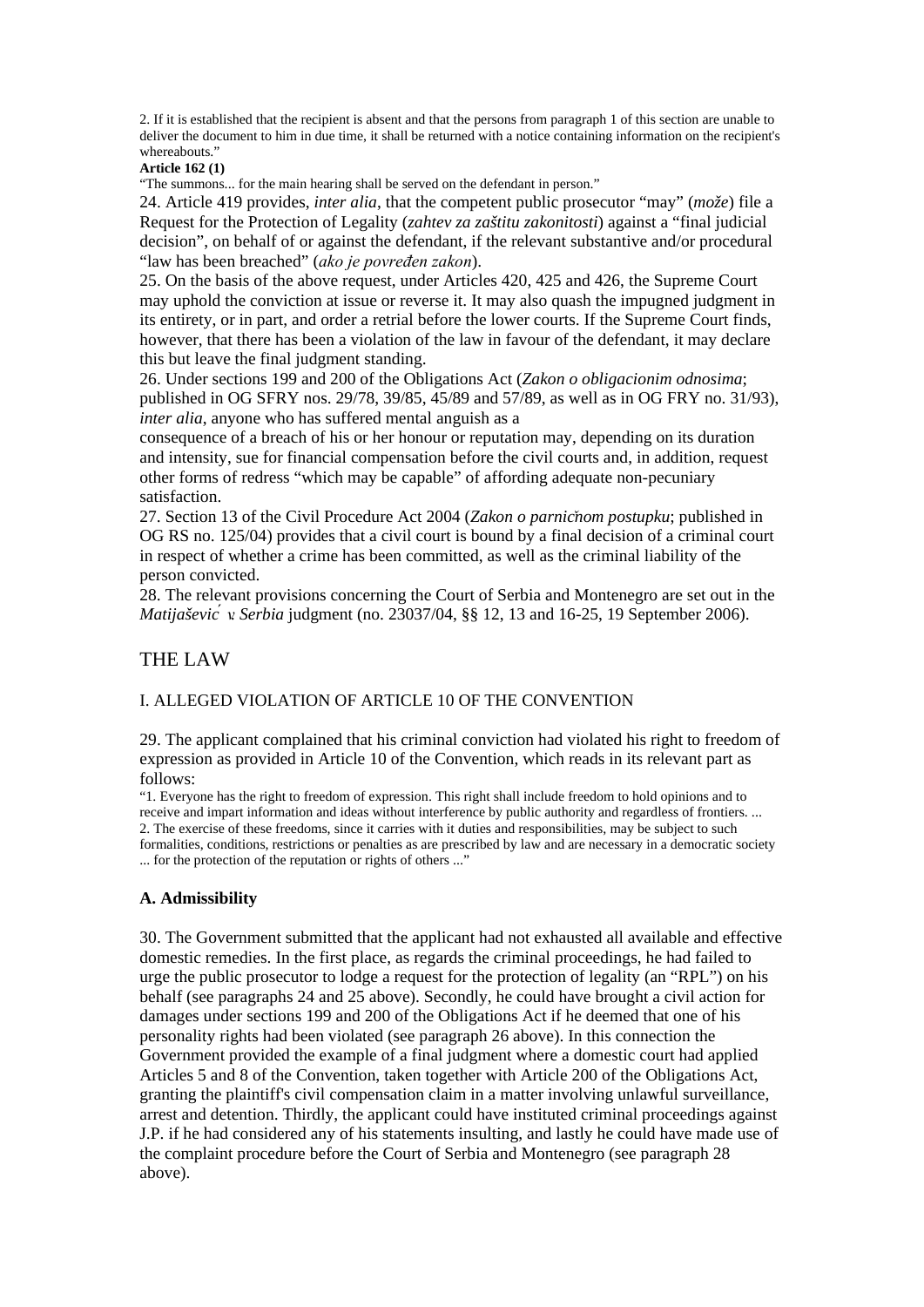2. If it is established that the recipient is absent and that the persons from paragraph 1 of this section are unable to deliver the document to him in due time, it shall be returned with a notice containing information on the recipient's whereabouts."

**Article 162 (1)**

"The summons... for the main hearing shall be served on the defendant in person."

24. Article 419 provides, *inter alia*, that the competent public prosecutor "may" (*može*) file a Request for the Protection of Legality (*zahtev za zaštitu zakonitosti*) against a "final judicial decision", on behalf of or against the defendant, if the relevant substantive and/or procedural "law has been breached" (*ako je povređen zakon*).

25. On the basis of the above request, under Articles 420, 425 and 426, the Supreme Court may uphold the conviction at issue or reverse it. It may also quash the impugned judgment in its entirety, or in part, and order a retrial before the lower courts. If the Supreme Court finds, however, that there has been a violation of the law in favour of the defendant, it may declare this but leave the final judgment standing.

26. Under sections 199 and 200 of the Obligations Act (*Zakon o obligacionim odnosima*; published in OG SFRY nos. 29/78, 39/85, 45/89 and 57/89, as well as in OG FRY no. 31/93), *inter alia*, anyone who has suffered mental anguish as a consequence of a breach of his or her honour or reputation may, depending on its duration and intensity, sue for financial compensation before the civil courts and, in addition, request other forms of redress "which may be capable" of affording adequate non-pecuniary satisfaction.

27. Section 13 of the Civil Procedure Act 2004 (*Zakon o parničnom postupku*; published in OG RS no. 125/04) provides that a civil court is bound by a final decision of a criminal court in respect of whether a crime has been committed, as well as the criminal liability of the person convicted.

28. The relevant provisions concerning the Court of Serbia and Montenegro are set out in the *Matijašević v. Serbia* judgment (no. 23037/04, §§ 12, 13 and 16-25, 19 September 2006).

## THE LAW

### I. ALLEGED VIOLATION OF ARTICLE 10 OF THE CONVENTION

29. The applicant complained that his criminal conviction had violated his right to freedom of expression as provided in Article 10 of the Convention, which reads in its relevant part as follows:

"1. Everyone has the right to freedom of expression. This right shall include freedom to hold opinions and to receive and impart information and ideas without interference by public authority and regardless of frontiers. ...

2. The exercise of these freedoms, since it carries with it duties and responsibilities, may be subject to such formalities, conditions, restrictions or penalties as are prescribed by law and are necessary in a democratic society ... for the protection of the reputation or rights of others ..."

#### A. Admissibility

30. The Government submitted that the applicant had not exhausted all available and effective domestic remedies. In the first place, as regards the criminal proceedings, he had failed to urge the public prosecutor to lodge a request for the protection of legality (an "RPL") on his behalf (see paragraphs 24 and 25 above). Secondly, he could have brought a civil action for damages under sections 199 and 200 of the Obligations Act if he deemed that one of his personality rights had been violated (see paragraph 26 above). In this connection the Government provided the example of a final judgment where a domestic court had applied Articles 5 and 8 of the Convention, taken together with Article 200 of the Obligations Act, granting the plaintiff's civil compensation claim in a matter involving unlawful surveillance, arrest and detention. Thirdly, the applicant could have instituted criminal proceedings against J.P. if he had considered any of his statements insulting, and lastly he could have made use of the complaint procedure before the Court of Serbia and Montenegro (see paragraph 28 above).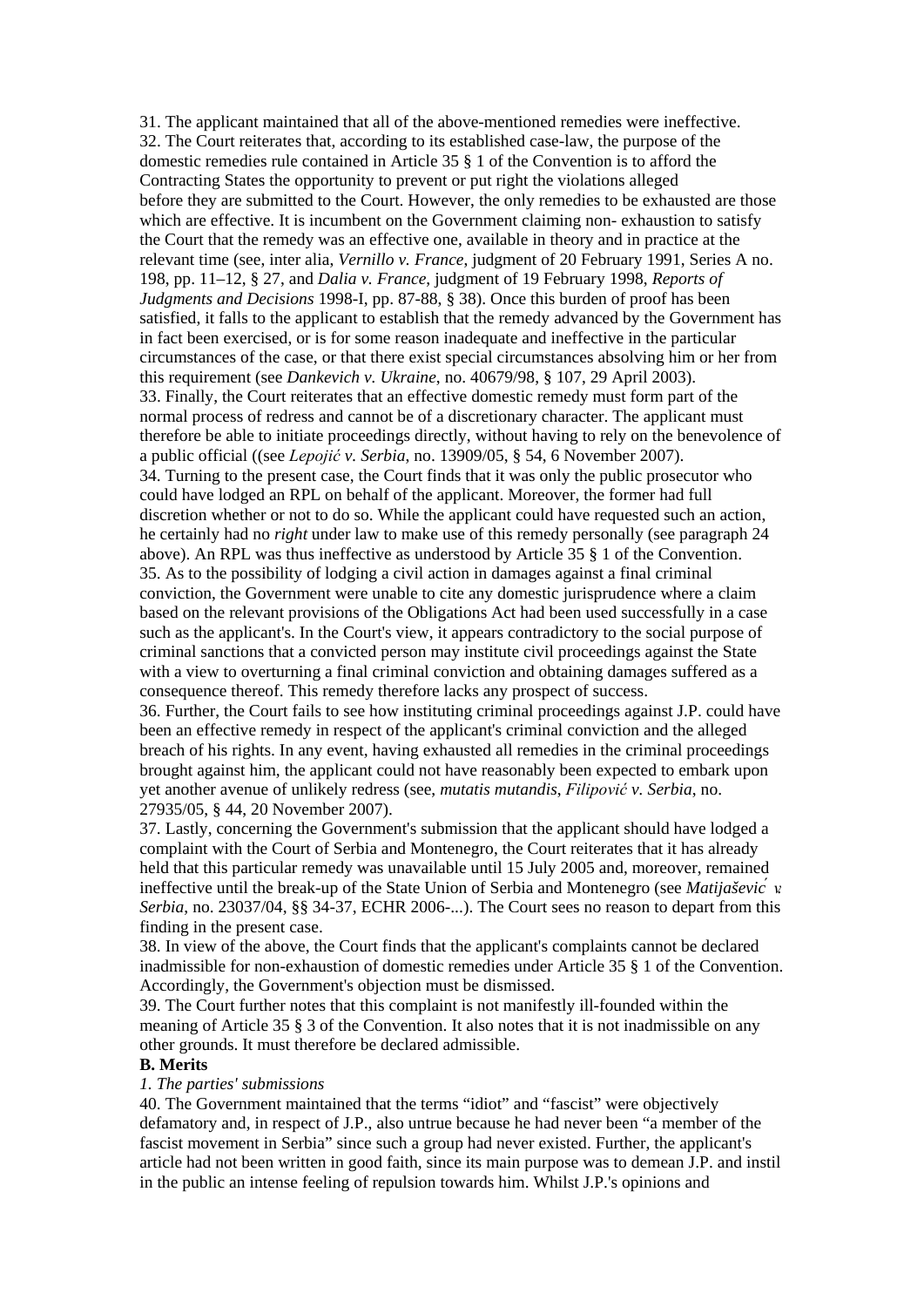31. The applicant maintained that all of the above-mentioned remedies were ineffective.

32. The Court reiterates that, according to its established case-law, the purpose of the domestic remedies rule contained in Article 35 § 1 of the Convention is to afford the Contracting States the opportunity to prevent or put right the violations alleged before they are submitted to the Court. However, the only remedies to be exhausted are those which are effective. It is incumbent on the Government claiming non- exhaustion to satisfy the Court that the remedy was an effective one, available in theory and in practice at the relevant time (see, inter alia, *Vernillo v. France*, judgment of 20 February 1991, Series A no. 198, pp. 11–12, § 27, and *Dalia v. France*, judgment of 19 February 1998, *Reports of Judgments and Decisions* 1998-I, pp. 87-88, § 38). Once this burden of proof has been satisfied, it falls to the applicant to establish that the remedy advanced by the Government has in fact been exercised, or is for some reason inadequate and ineffective in the particular circumstances of the case, or that there exist special circumstances absolving him or her from this requirement (see *Dankevich v. Ukraine*, no. 40679/98, § 107, 29 April 2003).

33. Finally, the Court reiterates that an effective domestic remedy must form part of the normal process of redress and cannot be of a discretionary character. The applicant must therefore be able to initiate proceedings directly, without having to rely on the benevolence of a public official ((see *Lepojić v. Serbia*, no. 13909/05, § 54, 6 November 2007).

34. Turning to the present case, the Court finds that it was only the public prosecutor who could have lodged an RPL on behalf of the applicant. Moreover, the former had full discretion whether or not to do so. While the applicant could have requested such an action, he certainly had no *right* under law to make use of this remedy personally (see paragraph 24 above). An RPL was thus ineffective as understood by Article 35 § 1 of the Convention.

35. As to the possibility of lodging a civil action in damages against a final criminal conviction, the Government were unable to cite any domestic jurisprudence where a claim based on the relevant provisions of the Obligations Act had been used successfully in a case such as the applicant's. In the Court's view, it appears contradictory to the social purpose of criminal sanctions that a convicted person may institute civil proceedings against the State with a view to overturning a final criminal conviction and obtaining damages suffered as a consequence thereof. This remedy therefore lacks any prospect of success.

36. Further, the Court fails to see how instituting criminal proceedings against J.P. could have been an effective remedy in respect of the applicant's criminal conviction and the alleged breach of his rights. In any event, having exhausted all remedies in the criminal proceedings brought against him, the applicant could not have reasonably been expected to embark upon yet another avenue of unlikely redress (see, *mutatis mutandis*, *Filipović v. Serbia*, no. 27935/05, § 44, 20 November 2007).

37. Lastly, concerning the Government's submission that the applicant should have lodged a complaint with the Court of Serbia and Montenegro, the Court reiterates that it has already held that this particular remedy was unavailable until 15 July 2005 and, moreover, remained ineffective until the break-up of the State Union of Serbia and Montenegro (see *Matijašević v. Serbia*, no. 23037/04, §§ 34-37, ECHR 2006-...). The Court sees no reason to depart from this finding in the present case.

38. In view of the above, the Court finds that the applicant's complaints cannot be declared inadmissible for non-exhaustion of domestic remedies under Article 35 § 1 of the Convention. Accordingly, the Government's objection must be dismissed.

39. The Court further notes that this complaint is not manifestly ill-founded within the meaning of Article 35 § 3 of the Convention. It also notes that it is not inadmissible on any other grounds. It must therefore be declared admissible.

**B. Merits**

*1. The parties' submissions*

40. The Government maintained that the terms "idiot" and "fascist" were objectively defamatory and, in respect of J.P., also untrue because he had never been "a member of the fascist movement in Serbia" since such a group had never existed. Further, the applicant's article had not been written in good faith, since its main purpose was to demean J.P. and instil in the public an intense feeling of repulsion towards him. Whilst J.P.'s opinions and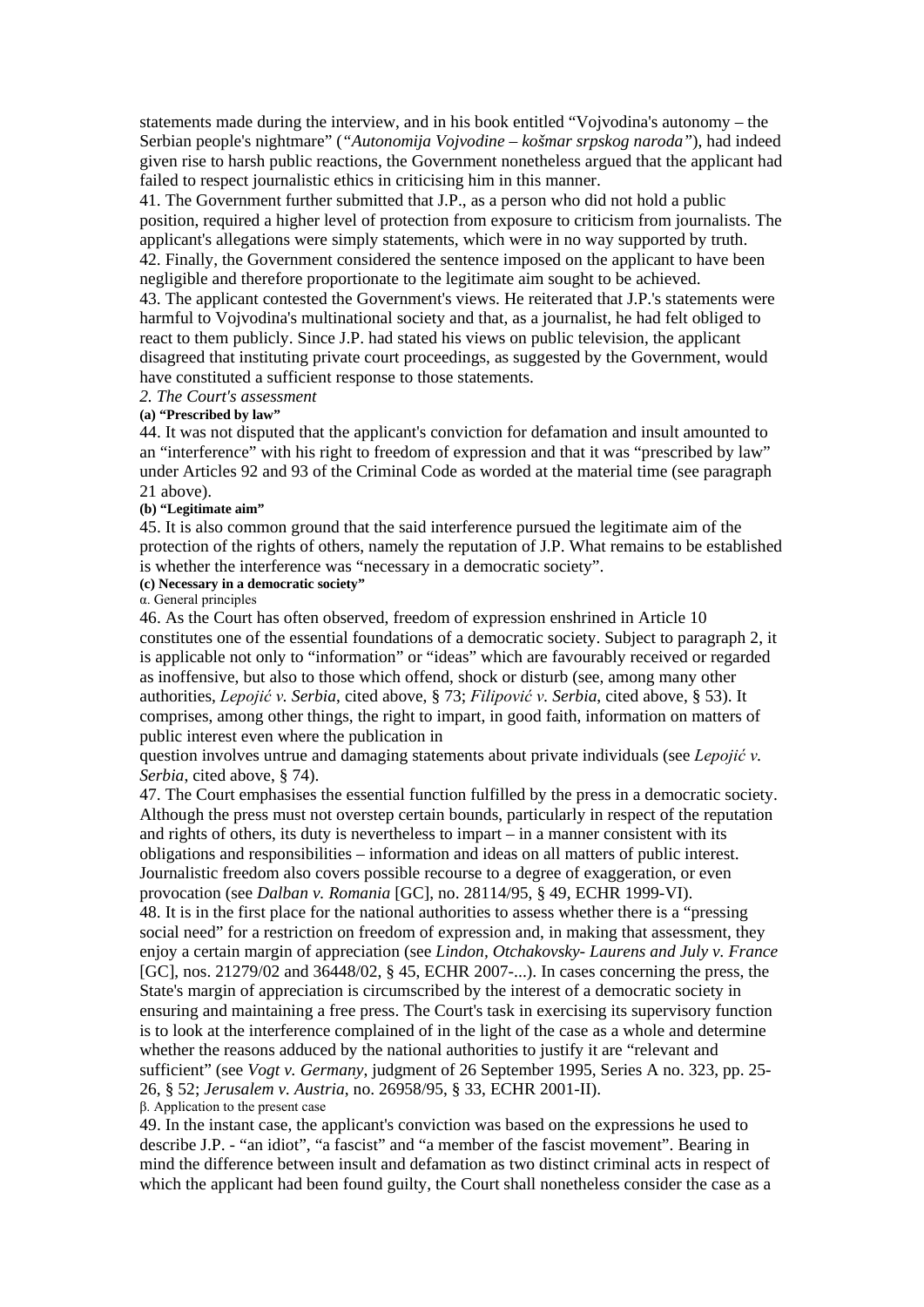statements made during the interview, and in his book entitled "Vojvodina's autonomy – the Serbian people's nightmare" (*"Autonomija Vojvodine – košmar srpskog naroda"*), had indeed given rise to harsh public reactions, the Government nonetheless argued that the applicant had failed to respect journalistic ethics in criticising him in this manner.

41. The Government further submitted that J.P., as a person who did not hold a public position, required a higher level of protection from exposure to criticism from journalists. The applicant's allegations were simply statements, which were in no way supported by truth.

42. Finally, the Government considered the sentence imposed on the applicant to have been negligible and therefore proportionate to the legitimate aim sought to be achieved.

43. The applicant contested the Government's views. He reiterated that J.P.'s statements were harmful to Vojvodina's multinational society and that, as a journalist, he had felt obliged to react to them publicly. Since J.P. had stated his views on public television, the applicant disagreed that instituting private court proceedings, as suggested by the Government, would have constituted a sufficient response to those statements.

*2. The Court's assessment*

**(a) "Prescribed by law"**

44. It was not disputed that the applicant's conviction for defamation and insult amounted to an "interference" with his right to freedom of expression and that it was "prescribed by law" under Articles 92 and 93 of the Criminal Code as worded at the material time (see paragraph 21 above).

**(b) "Legitimate aim"**

45. It is also common ground that the said interference pursued the legitimate aim of the protection of the rights of others, namely the reputation of J.P. What remains to be established is whether the interference was "necessary in a democratic society".

**(c) Necessary in a democratic society"**

α. General principles

46. As the Court has often observed, freedom of expression enshrined in Article 10 constitutes one of the essential foundations of a democratic society. Subject to paragraph 2, it is applicable not only to "information" or "ideas" which are favourably received or regarded as inoffensive, but also to those which offend, shock or disturb (see, among many other authorities, *Lepojić v. Serbia*, cited above, § 73; *Filipović v. Serbia*, cited above, § 53). It comprises, among other things, the right to impart, in good faith, information on matters of public interest even where the publication in question involves untrue and damaging statements about private individuals (see *Lepojić v. Serbia*, cited above, § 74).

47. The Court emphasises the essential function fulfilled by the press in a democratic society. Although the press must not overstep certain bounds, particularly in respect of the reputation and rights of others, its duty is nevertheless to impart – in a manner consistent with its obligations and responsibilities – information and ideas on all matters of public interest. Journalistic freedom also covers possible recourse to a degree of exaggeration, or even provocation (see *Dalban v. Romania* [GC], no. 28114/95, § 49, ECHR 1999-VI).

48. It is in the first place for the national authorities to assess whether there is a "pressing social need" for a restriction on freedom of expression and, in making that assessment, they enjoy a certain margin of appreciation (see *Lindon, Otchakovsky- Laurens and July v. France* [GC], nos. 21279/02 and 36448/02, § 45, ECHR 2007-...). In cases concerning the press, the State's margin of appreciation is circumscribed by the interest of a democratic society in ensuring and maintaining a free press. The Court's task in exercising its supervisory function is to look at the interference complained of in the light of the case as a whole and determine whether the reasons adduced by the national authorities to justify it are "relevant and sufficient" (see *Vogt v. Germany*, judgment of 26 September 1995, Series A no. 323, pp. 25-26, § 52; *Jerusalem v. Austria*, no. 26958/95, § 33, ECHR 2001-II).

β. Application to the present case

49. In the instant case, the applicant's conviction was based on the expressions he used to describe J.P. - "an idiot", "a fascist" and "a member of the fascist movement". Bearing in mind the difference between insult and defamation as two distinct criminal acts in respect of which the applicant had been found guilty, the Court shall nonetheless consider the case as a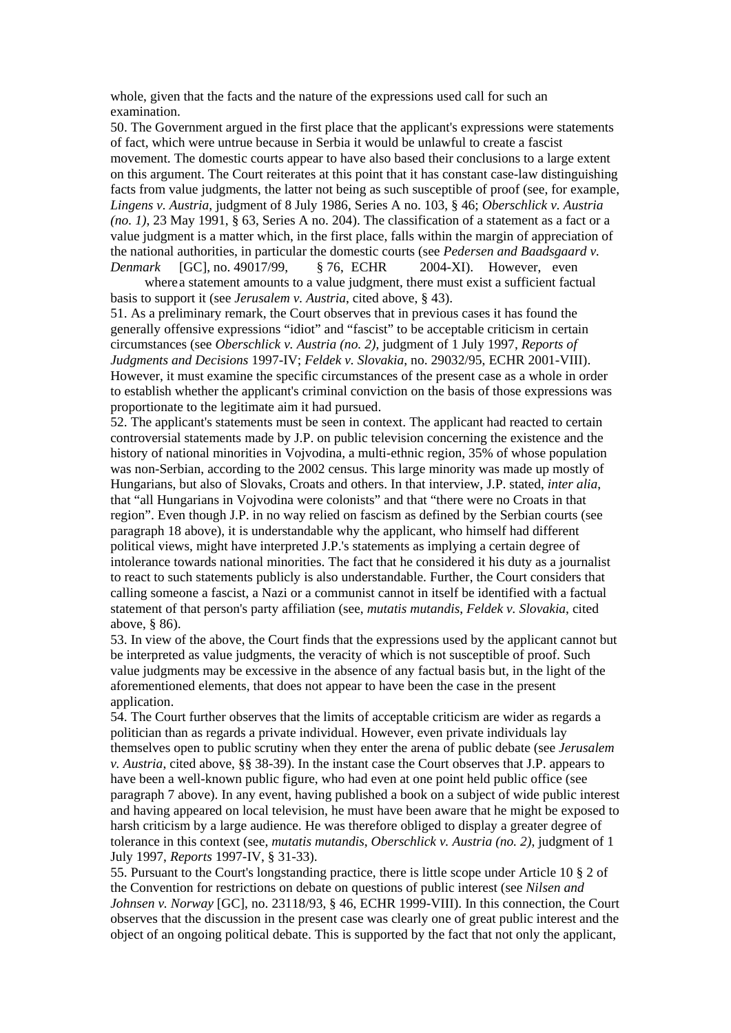whole, given that the facts and the nature of the expressions used call for such an examination.

50. The Government argued in the first place that the applicant's expressions were statements of fact, which were untrue because in Serbia it would be unlawful to create a fascist movement. The domestic courts appear to have also based their conclusions to a large extent on this argument. The Court reiterates at this point that it has constant case-law distinguishing facts from value judgments, the latter not being as such susceptible of proof (see, for example, *Lingens v. Austria*, judgment of 8 July 1986, Series A no. 103, § 46; *Oberschlick v. Austria (no. 1)*, 23 May 1991, § 63, Series A no. 204). The classification of a statement as a fact or a value judgment is a matter which, in the first place, falls within the margin of appreciation of the national authorities, in particular the domestic courts (see *Pedersen and Baadsgaard v. Denmark* [GC], no. 49017/99, § 76, ECHR 2004-XI). However, even where a statement amounts to a value judgment, there must exist a sufficient factual basis to support it (see *Jerusalem v. Austria*, cited above, § 43).

51. As a preliminary remark, the Court observes that in previous cases it has found the generally offensive expressions "idiot" and "fascist" to be acceptable criticism in certain circumstances (see *Oberschlick v. Austria (no. 2)*, judgment of 1 July 1997, *Reports of Judgments and Decisions* 1997-IV; *Feldek v. Slovakia*, no. 29032/95, ECHR 2001-VIII). However, it must examine the specific circumstances of the present case as a whole in order to establish whether the applicant's criminal conviction on the basis of those expressions was proportionate to the legitimate aim it had pursued.

52. The applicant's statements must be seen in context. The applicant had reacted to certain controversial statements made by J.P. on public television concerning the existence and the history of national minorities in Vojvodina, a multi-ethnic region, 35% of whose population was non-Serbian, according to the 2002 census. This large minority was made up mostly of Hungarians, but also of Slovaks, Croats and others. In that interview, J.P. stated, *inter alia*, that "all Hungarians in Vojvodina were colonists" and that "there were no Croats in that region". Even though J.P. in no way relied on fascism as defined by the Serbian courts (see paragraph 18 above), it is understandable why the applicant, who himself had different political views, might have interpreted J.P.'s statements as implying a certain degree of intolerance towards national minorities. The fact that he considered it his duty as a journalist to react to such statements publicly is also understandable. Further, the Court considers that calling someone a fascist, a Nazi or a communist cannot in itself be identified with a factual statement of that person's party affiliation (see, *mutatis mutandis*, *Feldek v. Slovakia*, cited above, § 86).

53. In view of the above, the Court finds that the expressions used by the applicant cannot but be interpreted as value judgments, the veracity of which is not susceptible of proof. Such value judgments may be excessive in the absence of any factual basis but, in the light of the aforementioned elements, that does not appear to have been the case in the present application.

54. The Court further observes that the limits of acceptable criticism are wider as regards a politician than as regards a private individual. However, even private individuals lay themselves open to public scrutiny when they enter the arena of public debate (see *Jerusalem v. Austria*, cited above, §§ 38-39). In the instant case the Court observes that J.P. appears to have been a well-known public figure, who had even at one point held public office (see paragraph 7 above). In any event, having published a book on a subject of wide public interest and having appeared on local television, he must have been aware that he might be exposed to harsh criticism by a large audience. He was therefore obliged to display a greater degree of tolerance in this context (see, *mutatis mutandis*, *Oberschlick v. Austria (no. 2)*, judgment of 1 July 1997, *Reports* 1997-IV, § 31-33).

55. Pursuant to the Court's longstanding practice, there is little scope under Article 10 § 2 of the Convention for restrictions on debate on questions of public interest (see *Nilsen and Johnsen v. Norway* [GC], no. 23118/93, § 46, ECHR 1999-VIII). In this connection, the Court observes that the discussion in the present case was clearly one of great public interest and the object of an ongoing political debate. This is supported by the fact that not only the applicant,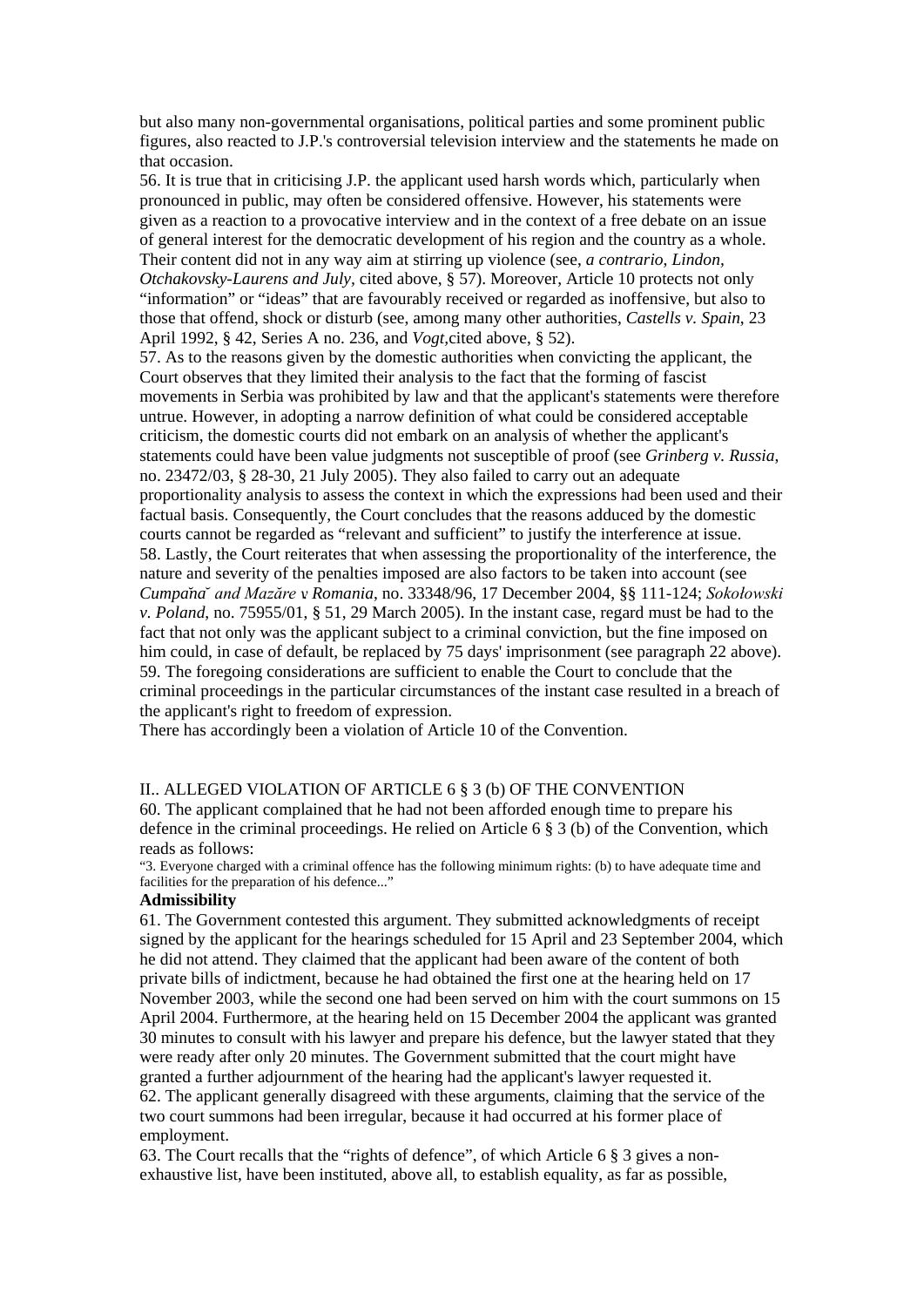but also many non-governmental organisations, political parties and some prominent public figures, also reacted to J.P.'s controversial television interview and the statements he made on that occasion.

56. It is true that in criticising J.P. the applicant used harsh words which, particularly when pronounced in public, may often be considered offensive. However, his statements were given as a reaction to a provocative interview and in the context of a free debate on an issue of general interest for the democratic development of his region and the country as a whole. Their content did not in any way aim at stirring up violence (see, *a contrario*, *Lindon, Otchakovsky-Laurens and July*, cited above, § 57). Moreover, Article 10 protects not only "information" or "ideas" that are favourably received or regarded as inoffensive, but also to those that offend, shock or disturb (see, among many other authorities, *Castells v. Spain*, 23 April 1992, § 42, Series A no. 236, and *Vogt,*cited above, § 52).

57. As to the reasons given by the domestic authorities when convicting the applicant, the Court observes that they limited their analysis to the fact that the forming of fascist movements in Serbia was prohibited by law and that the applicant's statements were therefore untrue. However, in adopting a narrow definition of what could be considered acceptable criticism, the domestic courts did not embark on an analysis of whether the applicant's statements could have been value judgments not susceptible of proof (see *Grinberg v. Russia*, no. 23472/03, § 28-30, 21 July 2005). They also failed to carry out an adequate proportionality analysis to assess the context in which the expressions had been used and their factual basis. Consequently, the Court concludes that the reasons adduced by the domestic courts cannot be regarded as "relevant and sufficient" to justify the interference at issue.

58. Lastly, the Court reiterates that when assessing the proportionality of the interference, the nature and severity of the penalties imposed are also factors to be taken into account (see *Cumpǎnǎ and Mazǎre v Romania*, no. 33348/96, 17 December 2004, §§ 111-124; *Sokołowski v. Poland*, no. 75955/01, § 51, 29 March 2005). In the instant case, regard must be had to the fact that not only was the applicant subject to a criminal conviction, but the fine imposed on him could, in case of default, be replaced by 75 days' imprisonment (see paragraph 22 above).

59. The foregoing considerations are sufficient to enable the Court to conclude that the criminal proceedings in the particular circumstances of the instant case resulted in a breach of the applicant's right to freedom of expression.

There has accordingly been a violation of Article 10 of the Convention.

II.. ALLEGED VIOLATION OF ARTICLE 6 § 3 (b) OF THE CONVENTION

60. The applicant complained that he had not been afforded enough time to prepare his defence in the criminal proceedings. He relied on Article 6 § 3 (b) of the Convention, which reads as follows:

"3. Everyone charged with a criminal offence has the following minimum rights: (b) to have adequate time and facilities for the preparation of his defence..."

**Admissibility**

61. The Government contested this argument. They submitted acknowledgments of receipt signed by the applicant for the hearings scheduled for 15 April and 23 September 2004, which he did not attend. They claimed that the applicant had been aware of the content of both private bills of indictment, because he had obtained the first one at the hearing held on 17 November 2003, while the second one had been served on him with the court summons on 15 April 2004. Furthermore, at the hearing held on 15 December 2004 the applicant was granted 30 minutes to consult with his lawyer and prepare his defence, but the lawyer stated that they were ready after only 20 minutes. The Government submitted that the court might have granted a further adjournment of the hearing had the applicant's lawyer requested it.

62. The applicant generally disagreed with these arguments, claiming that the service of the two court summons had been irregular, because it had occurred at his former place of employment.

63. The Court recalls that the "rights of defence", of which Article 6 § 3 gives a non-exhaustive list, have been instituted, above all, to establish equality, as far as possible,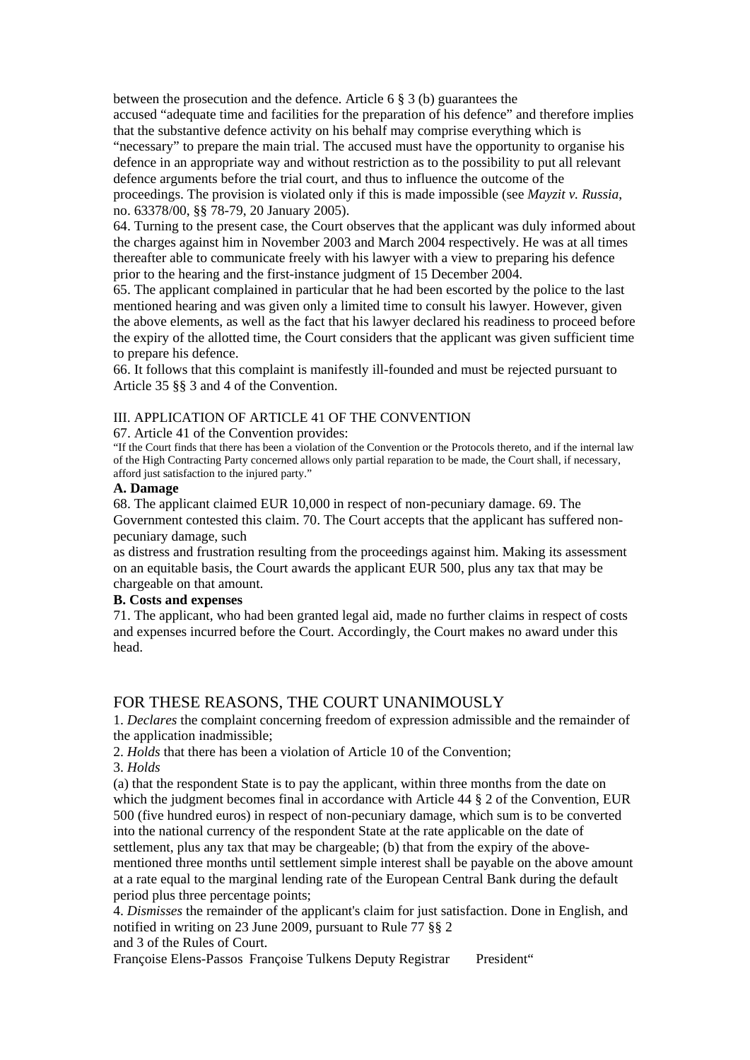between the prosecution and the defence. Article 6 § 3 (b) guarantees the accused "adequate time and facilities for the preparation of his defence" and therefore implies that the substantive defence activity on his behalf may comprise everything which is "necessary" to prepare the main trial. The accused must have the opportunity to organise his defence in an appropriate way and without restriction as to the possibility to put all relevant defence arguments before the trial court, and thus to influence the outcome of the proceedings. The provision is violated only if this is made impossible (see *Mayzit v. Russia*, no. 63378/00, §§ 78-79, 20 January 2005).

64. Turning to the present case, the Court observes that the applicant was duly informed about the charges against him in November 2003 and March 2004 respectively. He was at all times thereafter able to communicate freely with his lawyer with a view to preparing his defence prior to the hearing and the first-instance judgment of 15 December 2004.

65. The applicant complained in particular that he had been escorted by the police to the last mentioned hearing and was given only a limited time to consult his lawyer. However, given the above elements, as well as the fact that his lawyer declared his readiness to proceed before the expiry of the allotted time, the Court considers that the applicant was given sufficient time to prepare his defence.

66. It follows that this complaint is manifestly ill-founded and must be rejected pursuant to Article 35 §§ 3 and 4 of the Convention.

III. APPLICATION OF ARTICLE 41 OF THE CONVENTION

67. Article 41 of the Convention provides:

"If the Court finds that there has been a violation of the Convention or the Protocols thereto, and if the internal law of the High Contracting Party concerned allows only partial reparation to be made, the Court shall, if necessary, afford just satisfaction to the injured party."

**A. Damage**

68. The applicant claimed EUR 10,000 in respect of non-pecuniary damage. 69. The Government contested this claim. 70. The Court accepts that the applicant has suffered non-pecuniary damage, such as distress and frustration resulting from the proceedings against him. Making its assessment on an equitable basis, the Court awards the applicant EUR 500, plus any tax that may be chargeable on that amount.

**B. Costs and expenses**

71. The applicant, who had been granted legal aid, made no further claims in respect of costs and expenses incurred before the Court. Accordingly, the Court makes no award under this head.

## FOR THESE REASONS, THE COURT UNANIMOUSLY

1. *Declares* the complaint concerning freedom of expression admissible and the remainder of the application inadmissible;

2. *Holds* that there has been a violation of Article 10 of the Convention;

3. *Holds*

(a) that the respondent State is to pay the applicant, within three months from the date on which the judgment becomes final in accordance with Article 44 § 2 of the Convention, EUR 500 (five hundred euros) in respect of non-pecuniary damage, which sum is to be converted into the national currency of the respondent State at the rate applicable on the date of settlement, plus any tax that may be chargeable; (b) that from the expiry of the above-mentioned three months until settlement simple interest shall be payable on the above amount at a rate equal to the marginal lending rate of the European Central Bank during the default period plus three percentage points;

4. *Dismisses* the remainder of the applicant's claim for just satisfaction. Done in English, and notified in writing on 23 June 2009, pursuant to Rule 77 §§ 2 and 3 of the Rules of Court.

Françoise Elens-Passos Françoise Tulkens Deputy Registrar President"